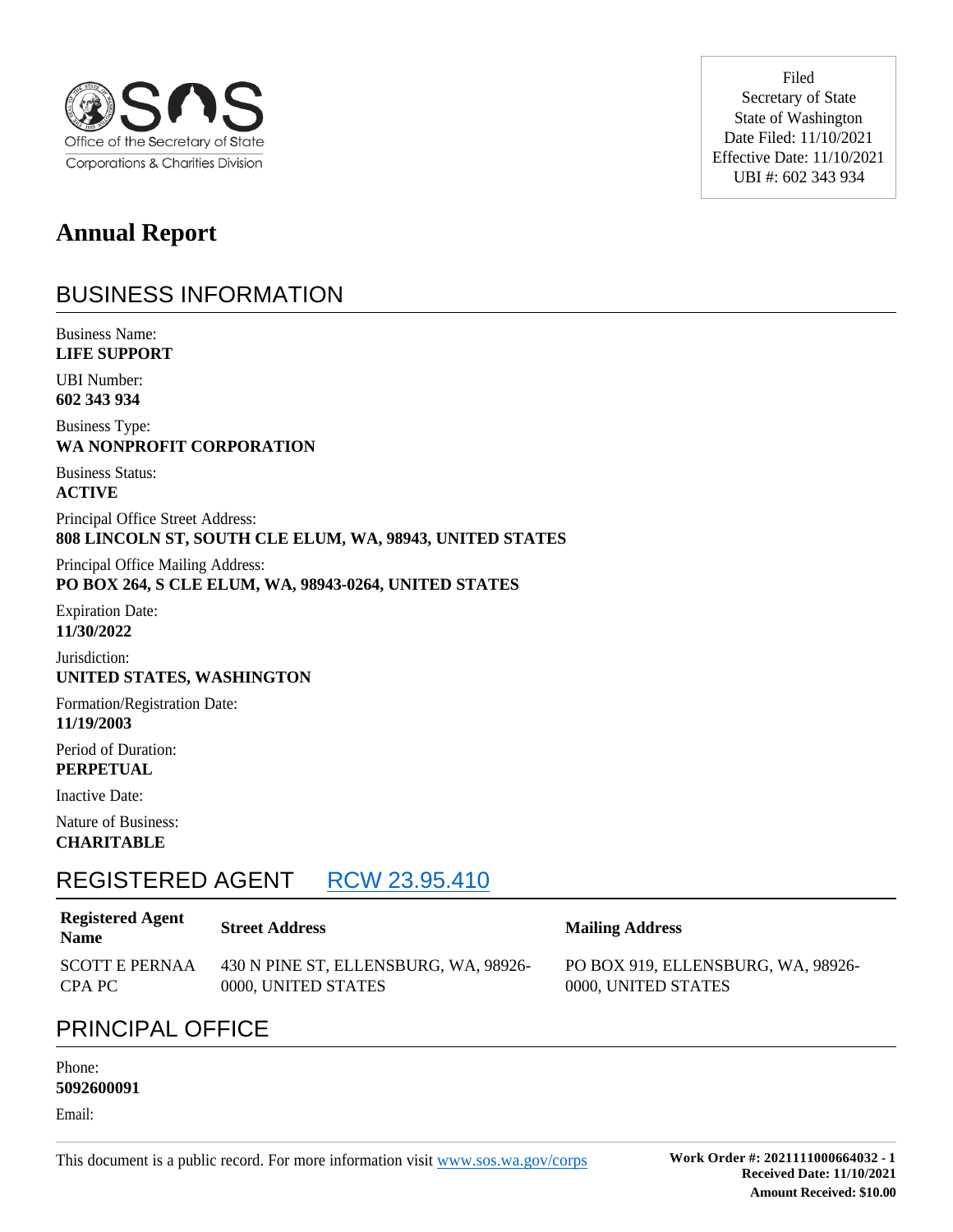Office of the Secretary of State
Corporations & Charities Division

Filed
Secretary of State
State of Washington
Date Filed: 11/10/2021
Effective Date: 11/10/2021
UBI #: 602 343 934

# Annual Report

## BUSINESS INFORMATION

Business Name:
**LIFE SUPPORT**

UBI Number:
**602 343 934**

Business Type:
**WA NONPROFIT CORPORATION**

Business Status:
**ACTIVE**

Principal Office Street Address:
**808 LINCOLN ST, SOUTH CLE ELUM, WA, 98943, UNITED STATES**

Principal Office Mailing Address:
**PO BOX 264, S CLE ELUM, WA, 98943-0264, UNITED STATES**

Expiration Date:
**11/30/2022**

Jurisdiction:
**UNITED STATES, WASHINGTON**

Formation/Registration Date:
**11/19/2003**

Period of Duration:
**PERPETUAL**

Inactive Date:

Nature of Business:
**CHARITABLE**

## REGISTERED AGENT RCW 23.95.410

| Registered Agent Name | Street Address | Mailing Address |
|---|---|---|
| SCOTT E PERNAA CPA PC | 430 N PINE ST, ELLENSBURG, WA, 98926-0000, UNITED STATES | PO BOX 919, ELLENSBURG, WA, 98926-0000, UNITED STATES |

## PRINCIPAL OFFICE

Phone:
**5092600091**

Email:

This document is a public record. For more information visit www.sos.wa.gov/corps

**Work Order #: 2021111000664032 - 1**
**Received Date: 11/10/2021**
**Amount Received: $10.00**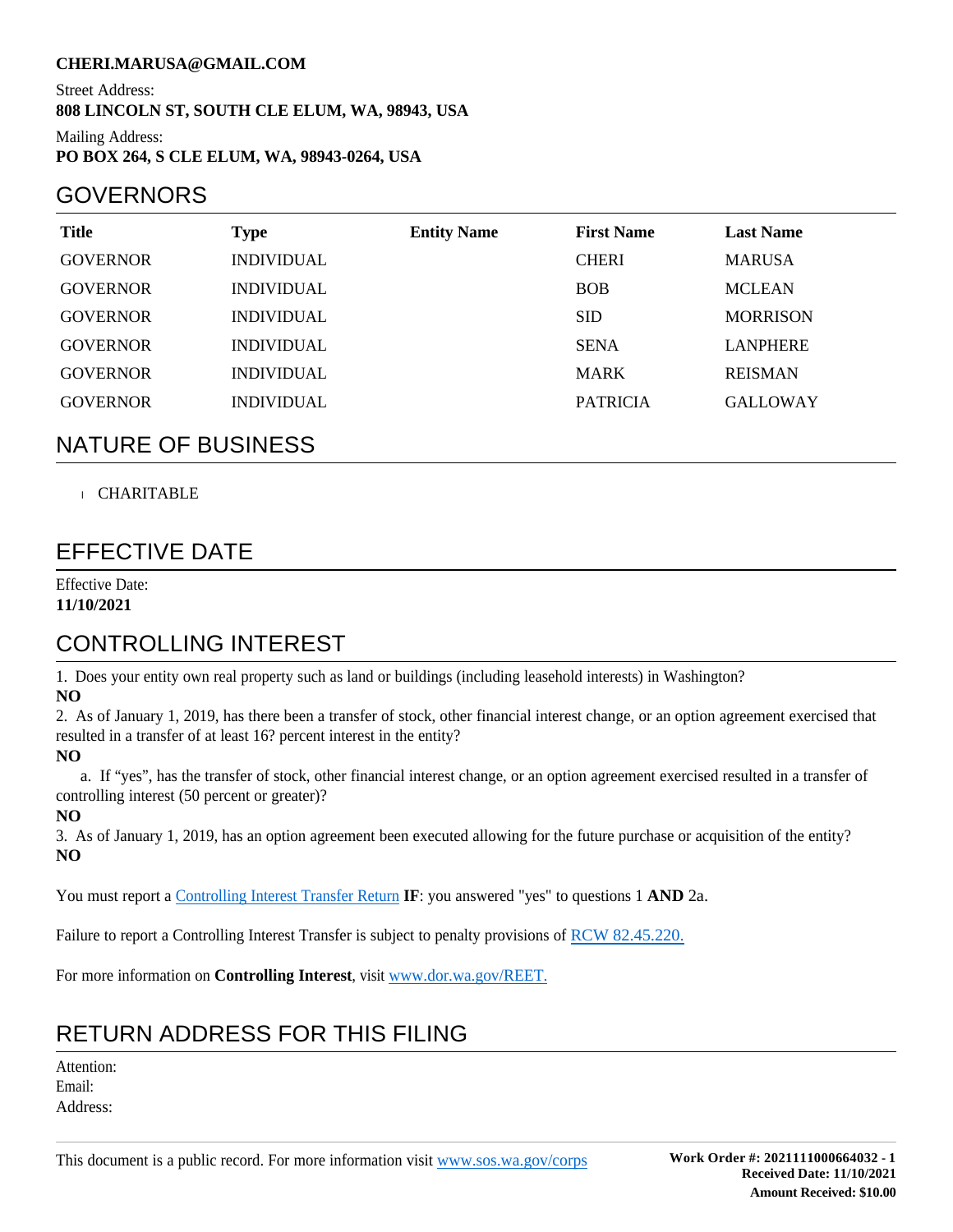**CHERI.MARUSA@GMAIL.COM**

Street Address:
**808 LINCOLN ST, SOUTH CLE ELUM, WA, 98943, USA**

Mailing Address:
**PO BOX 264, S CLE ELUM, WA, 98943-0264, USA**

## GOVERNORS

| Title | Type | Entity Name | First Name | Last Name |
| --- | --- | --- | --- | --- |
| GOVERNOR | INDIVIDUAL | | CHERI | MARUSA |
| GOVERNOR | INDIVIDUAL | | BOB | MCLEAN |
| GOVERNOR | INDIVIDUAL | | SID | MORRISON |
| GOVERNOR | INDIVIDUAL | | SENA | LANPHERE |
| GOVERNOR | INDIVIDUAL | | MARK | REISMAN |
| GOVERNOR | INDIVIDUAL | | PATRICIA | GALLOWAY |

## NATURE OF BUSINESS

- CHARITABLE

## EFFECTIVE DATE

Effective Date:
**11/10/2021**

## CONTROLLING INTEREST

1. Does your entity own real property such as land or buildings (including leasehold interests) in Washington?
**NO**

2. As of January 1, 2019, has there been a transfer of stock, other financial interest change, or an option agreement exercised that resulted in a transfer of at least 16? percent interest in the entity?
**NO**

   a. If "yes", has the transfer of stock, other financial interest change, or an option agreement exercised resulted in a transfer of controlling interest (50 percent or greater)?
**NO**

3. As of January 1, 2019, has an option agreement been executed allowing for the future purchase or acquisition of the entity?
**NO**

You must report a Controlling Interest Transfer Return **IF**: you answered "yes" to questions 1 **AND** 2a.

Failure to report a Controlling Interest Transfer is subject to penalty provisions of RCW 82.45.220.

For more information on **Controlling Interest**, visit www.dor.wa.gov/REET.

## RETURN ADDRESS FOR THIS FILING

Attention:
Email:
Address:

This document is a public record. For more information visit www.sos.wa.gov/corps

**Work Order #: 2021111000664032 - 1**
**Received Date: 11/10/2021**
**Amount Received: $10.00**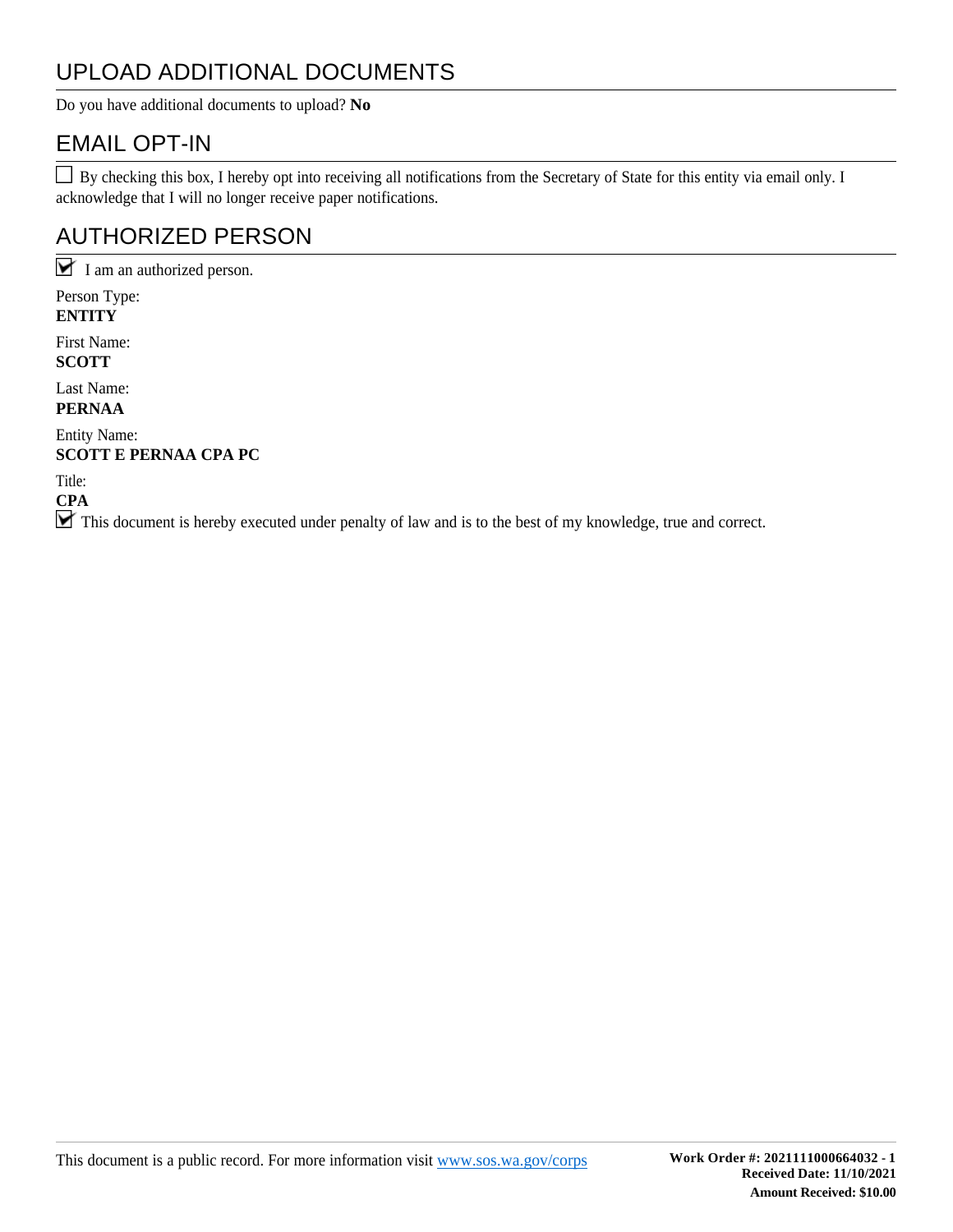## UPLOAD ADDITIONAL DOCUMENTS

Do you have additional documents to upload? **No**

## EMAIL OPT-IN

☐ By checking this box, I hereby opt into receiving all notifications from the Secretary of State for this entity via email only. I acknowledge that I will no longer receive paper notifications.

## AUTHORIZED PERSON

☑ I am an authorized person.

Person Type:
**ENTITY**

First Name:
**SCOTT**

Last Name:
**PERNAA**

Entity Name:
**SCOTT E PERNAA CPA PC**

Title:
**CPA**

☑ This document is hereby executed under penalty of law and is to the best of my knowledge, true and correct.

This document is a public record. For more information visit www.sos.wa.gov/corps

**Work Order #: 2021111000664032 - 1**
**Received Date: 11/10/2021**
**Amount Received: $10.00**